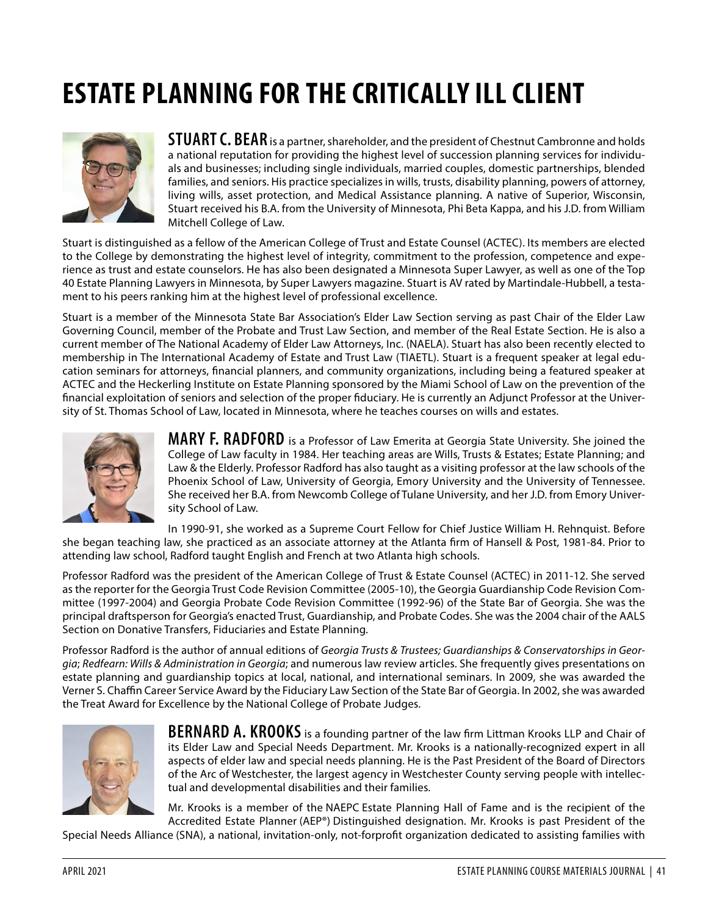# ESTATE PLANNING FOR THE CRITICALLY ILL CLIENT

**STUART C. BEAR** is a partner, shareholder, and the president of Chestnut Cambronne and holds a national reputation for providing the highest level of succession planning services for individuals and businesses; including single individuals, married couples, domestic partnerships, blended families, and seniors. His practice specializes in wills, trusts, disability planning, powers of attorney, living wills, asset protection, and Medical Assistance planning. A native of Superior, Wisconsin, Stuart received his B.A. from the University of Minnesota, Phi Beta Kappa, and his J.D. from William Mitchell College of Law.

Stuart is distinguished as a fellow of the American College of Trust and Estate Counsel (ACTEC). Its members are elected to the College by demonstrating the highest level of integrity, commitment to the profession, competence and experience as trust and estate counselors. He has also been designated a Minnesota Super Lawyer, as well as one of the Top 40 Estate Planning Lawyers in Minnesota, by Super Lawyers magazine. Stuart is AV rated by Martindale-Hubbell, a testament to his peers ranking him at the highest level of professional excellence.

Stuart is a member of the Minnesota State Bar Association's Elder Law Section serving as past Chair of the Elder Law Governing Council, member of the Probate and Trust Law Section, and member of the Real Estate Section. He is also a current member of The National Academy of Elder Law Attorneys, Inc. (NAELA). Stuart has also been recently elected to membership in The International Academy of Estate and Trust Law (TIAETL). Stuart is a frequent speaker at legal education seminars for attorneys, financial planners, and community organizations, including being a featured speaker at ACTEC and the Heckerling Institute on Estate Planning sponsored by the Miami School of Law on the prevention of the financial exploitation of seniors and selection of the proper fiduciary. He is currently an Adjunct Professor at the University of St. Thomas School of Law, located in Minnesota, where he teaches courses on wills and estates.

**MARY F. RADFORD** is a Professor of Law Emerita at Georgia State University. She joined the College of Law faculty in 1984. Her teaching areas are Wills, Trusts & Estates; Estate Planning; and Law & the Elderly. Professor Radford has also taught as a visiting professor at the law schools of the Phoenix School of Law, University of Georgia, Emory University and the University of Tennessee. She received her B.A. from Newcomb College of Tulane University, and her J.D. from Emory University School of Law.

In 1990-91, she worked as a Supreme Court Fellow for Chief Justice William H. Rehnquist. Before she began teaching law, she practiced as an associate attorney at the Atlanta firm of Hansell & Post, 1981-84. Prior to attending law school, Radford taught English and French at two Atlanta high schools.

Professor Radford was the president of the American College of Trust & Estate Counsel (ACTEC) in 2011-12. She served as the reporter for the Georgia Trust Code Revision Committee (2005-10), the Georgia Guardianship Code Revision Committee (1997-2004) and Georgia Probate Code Revision Committee (1992-96) of the State Bar of Georgia. She was the principal draftsperson for Georgia's enacted Trust, Guardianship, and Probate Codes. She was the 2004 chair of the AALS Section on Donative Transfers, Fiduciaries and Estate Planning.

Professor Radford is the author of annual editions of *Georgia Trusts & Trustees; Guardianships & Conservatorships in Georgia*; *Redfearn: Wills & Administration in Georgia*; and numerous law review articles. She frequently gives presentations on estate planning and guardianship topics at local, national, and international seminars. In 2009, she was awarded the Verner S. Chaffin Career Service Award by the Fiduciary Law Section of the State Bar of Georgia. In 2002, she was awarded the Treat Award for Excellence by the National College of Probate Judges.

**BERNARD A. KROOKS** is a founding partner of the law firm Littman Krooks LLP and Chair of its Elder Law and Special Needs Department. Mr. Krooks is a nationally-recognized expert in all aspects of elder law and special needs planning. He is the Past President of the Board of Directors of the Arc of Westchester, the largest agency in Westchester County serving people with intellectual and developmental disabilities and their families.

Mr. Krooks is a member of the NAEPC Estate Planning Hall of Fame and is the recipient of the Accredited Estate Planner (AEP®) Distinguished designation. Mr. Krooks is past President of the Special Needs Alliance (SNA), a national, invitation-only, not-forprofit organization dedicated to assisting families with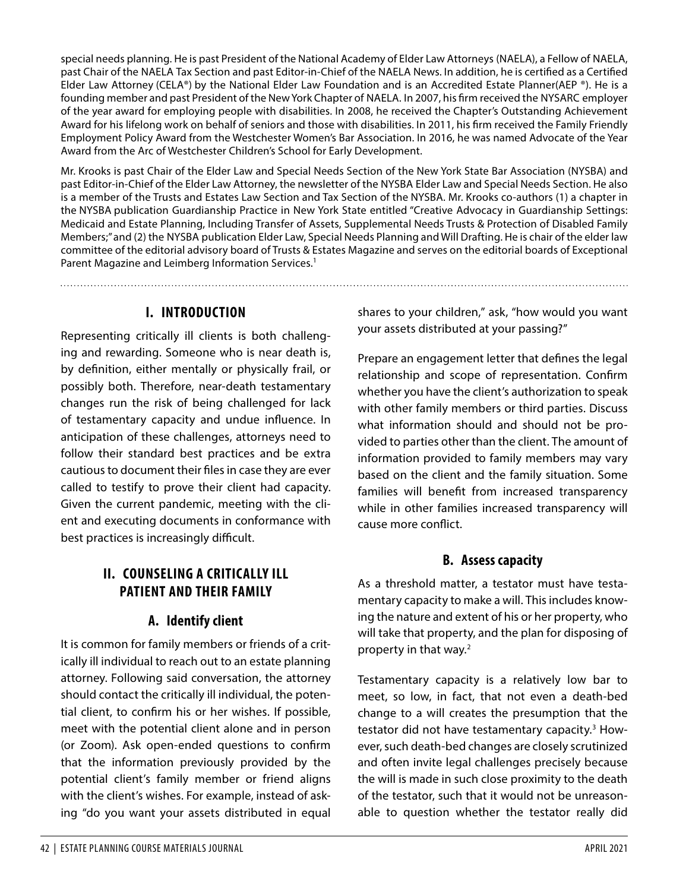special needs planning. He is past President of the National Academy of Elder Law Attorneys (NAELA), a Fellow of NAELA, past Chair of the NAELA Tax Section and past Editor-in-Chief of the NAELA News. In addition, he is certified as a Certified Elder Law Attorney (CELA®) by the National Elder Law Foundation and is an Accredited Estate Planner(AEP ®). He is a founding member and past President of the New York Chapter of NAELA. In 2007, his firm received the NYSARC employer of the year award for employing people with disabilities. In 2008, he received the Chapter's Outstanding Achievement Award for his lifelong work on behalf of seniors and those with disabilities. In 2011, his firm received the Family Friendly Employment Policy Award from the Westchester Women's Bar Association. In 2016, he was named Advocate of the Year Award from the Arc of Westchester Children's School for Early Development.

Mr. Krooks is past Chair of the Elder Law and Special Needs Section of the New York State Bar Association (NYSBA) and past Editor-in-Chief of the Elder Law Attorney, the newsletter of the NYSBA Elder Law and Special Needs Section. He also is a member of the Trusts and Estates Law Section and Tax Section of the NYSBA. Mr. Krooks co-authors (1) a chapter in the NYSBA publication Guardianship Practice in New York State entitled "Creative Advocacy in Guardianship Settings: Medicaid and Estate Planning, Including Transfer of Assets, Supplemental Needs Trusts & Protection of Disabled Family Members;" and (2) the NYSBA publication Elder Law, Special Needs Planning and Will Drafting. He is chair of the elder law committee of the editorial advisory board of Trusts & Estates Magazine and serves on the editorial boards of Exceptional Parent Magazine and Leimberg Information Services.[1]

## I. INTRODUCTION

Representing critically ill clients is both challenging and rewarding. Someone who is near death is, by definition, either mentally or physically frail, or possibly both. Therefore, near-death testamentary changes run the risk of being challenged for lack of testamentary capacity and undue influence. In anticipation of these challenges, attorneys need to follow their standard best practices and be extra cautious to document their files in case they are ever called to testify to prove their client had capacity. Given the current pandemic, meeting with the client and executing documents in conformance with best practices is increasingly difficult.

## II. COUNSELING A CRITICALLY ILL PATIENT AND THEIR FAMILY

### A. Identify client

It is common for family members or friends of a critically ill individual to reach out to an estate planning attorney. Following said conversation, the attorney should contact the critically ill individual, the potential client, to confirm his or her wishes. If possible, meet with the potential client alone and in person (or Zoom). Ask open-ended questions to confirm that the information previously provided by the potential client's family member or friend aligns with the client's wishes. For example, instead of asking "do you want your assets distributed in equal shares to your children," ask, "how would you want your assets distributed at your passing?"

Prepare an engagement letter that defines the legal relationship and scope of representation. Confirm whether you have the client's authorization to speak with other family members or third parties. Discuss what information should and should not be provided to parties other than the client. The amount of information provided to family members may vary based on the client and the family situation. Some families will benefit from increased transparency while in other families increased transparency will cause more conflict.

### B. Assess capacity

As a threshold matter, a testator must have testamentary capacity to make a will. This includes knowing the nature and extent of his or her property, who will take that property, and the plan for disposing of property in that way.[2]

Testamentary capacity is a relatively low bar to meet, so low, in fact, that not even a death-bed change to a will creates the presumption that the testator did not have testamentary capacity.[3] However, such death-bed changes are closely scrutinized and often invite legal challenges precisely because the will is made in such close proximity to the death of the testator, such that it would not be unreasonable to question whether the testator really did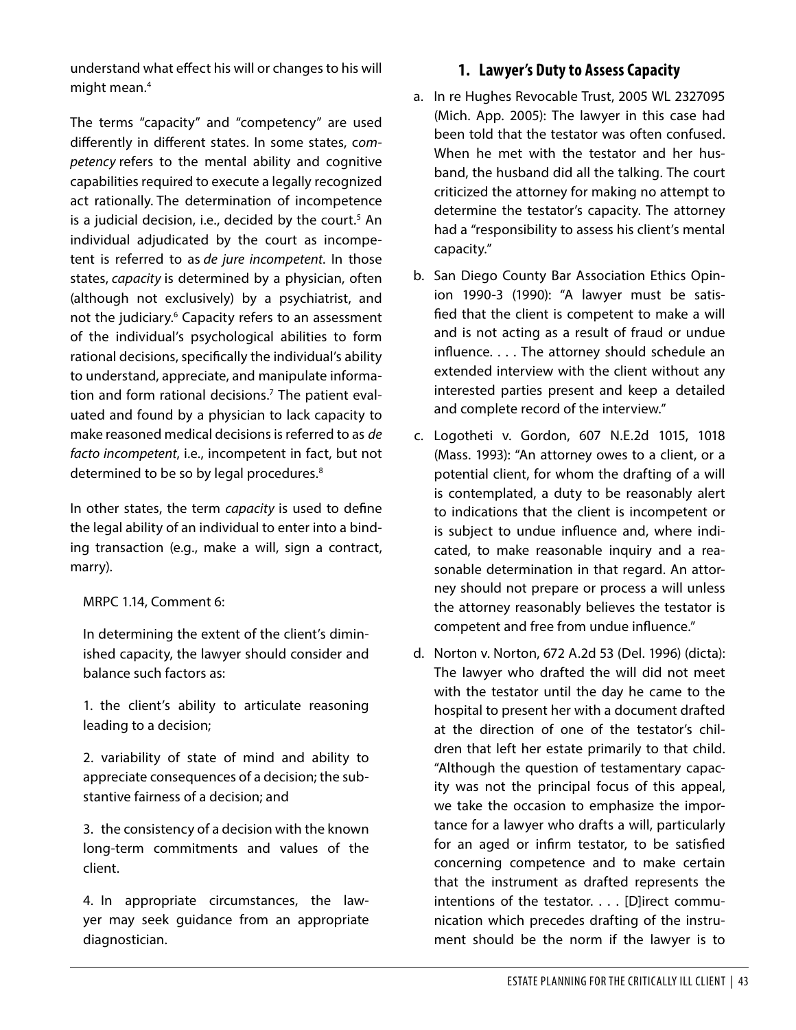understand what effect his will or changes to his will might mean.[4]

The terms "capacity" and "competency" are used differently in different states. In some states, *competency* refers to the mental ability and cognitive capabilities required to execute a legally recognized act rationally. The determination of incompetence is a judicial decision, i.e., decided by the court.[5] An individual adjudicated by the court as incompetent is referred to as *de jure incompetent*. In those states, *capacity* is determined by a physician, often (although not exclusively) by a psychiatrist, and not the judiciary.[6] Capacity refers to an assessment of the individual's psychological abilities to form rational decisions, specifically the individual's ability to understand, appreciate, and manipulate information and form rational decisions.[7] The patient evaluated and found by a physician to lack capacity to make reasoned medical decisions is referred to as *de facto incompetent*, i.e., incompetent in fact, but not determined to be so by legal procedures.[8]

In other states, the term *capacity* is used to define the legal ability of an individual to enter into a binding transaction (e.g., make a will, sign a contract, marry).

> MRPC 1.14, Comment 6:
>
> In determining the extent of the client's diminished capacity, the lawyer should consider and balance such factors as:
>
> 1. the client's ability to articulate reasoning leading to a decision;
>
> 2. variability of state of mind and ability to appreciate consequences of a decision; the substantive fairness of a decision; and
>
> 3. the consistency of a decision with the known long-term commitments and values of the client.
>
> 4. In appropriate circumstances, the lawyer may seek guidance from an appropriate diagnostician.

## 1. Lawyer's Duty to Assess Capacity

a. In re Hughes Revocable Trust, 2005 WL 2327095 (Mich. App. 2005): The lawyer in this case had been told that the testator was often confused. When he met with the testator and her husband, the husband did all the talking. The court criticized the attorney for making no attempt to determine the testator's capacity. The attorney had a "responsibility to assess his client's mental capacity."

b. San Diego County Bar Association Ethics Opinion 1990-3 (1990): "A lawyer must be satisfied that the client is competent to make a will and is not acting as a result of fraud or undue influence. . . . The attorney should schedule an extended interview with the client without any interested parties present and keep a detailed and complete record of the interview."

c. Logotheti v. Gordon, 607 N.E.2d 1015, 1018 (Mass. 1993): "An attorney owes to a client, or a potential client, for whom the drafting of a will is contemplated, a duty to be reasonably alert to indications that the client is incompetent or is subject to undue influence and, where indicated, to make reasonable inquiry and a reasonable determination in that regard. An attorney should not prepare or process a will unless the attorney reasonably believes the testator is competent and free from undue influence."

d. Norton v. Norton, 672 A.2d 53 (Del. 1996) (dicta): The lawyer who drafted the will did not meet with the testator until the day he came to the hospital to present her with a document drafted at the direction of one of the testator's children that left her estate primarily to that child. "Although the question of testamentary capacity was not the principal focus of this appeal, we take the occasion to emphasize the importance for a lawyer who drafts a will, particularly for an aged or infirm testator, to be satisfied concerning competence and to make certain that the instrument as drafted represents the intentions of the testator. . . . [D]irect communication which precedes drafting of the instrument should be the norm if the lawyer is to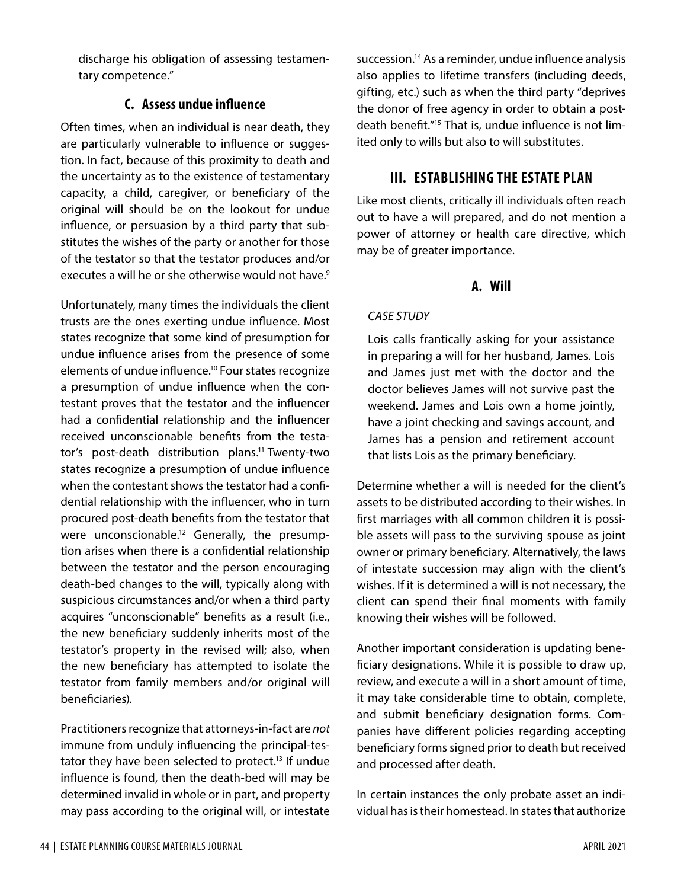discharge his obligation of assessing testamentary competence."

### C. Assess undue influence

Often times, when an individual is near death, they are particularly vulnerable to influence or suggestion. In fact, because of this proximity to death and the uncertainty as to the existence of testamentary capacity, a child, caregiver, or beneficiary of the original will should be on the lookout for undue influence, or persuasion by a third party that substitutes the wishes of the party or another for those of the testator so that the testator produces and/or executes a will he or she otherwise would not have.[9]

Unfortunately, many times the individuals the client trusts are the ones exerting undue influence. Most states recognize that some kind of presumption for undue influence arises from the presence of some elements of undue influence.[10] Four states recognize a presumption of undue influence when the contestant proves that the testator and the influencer had a confidential relationship and the influencer received unconscionable benefits from the testator's post-death distribution plans.[11] Twenty-two states recognize a presumption of undue influence when the contestant shows the testator had a confidential relationship with the influencer, who in turn procured post-death benefits from the testator that were unconscionable.[12] Generally, the presumption arises when there is a confidential relationship between the testator and the person encouraging death-bed changes to the will, typically along with suspicious circumstances and/or when a third party acquires "unconscionable" benefits as a result (i.e., the new beneficiary suddenly inherits most of the testator's property in the revised will; also, when the new beneficiary has attempted to isolate the testator from family members and/or original will beneficiaries).

Practitioners recognize that attorneys-in-fact are *not* immune from unduly influencing the principal-testator they have been selected to protect.[13] If undue influence is found, then the death-bed will may be determined invalid in whole or in part, and property may pass according to the original will, or intestate succession.[14] As a reminder, undue influence analysis also applies to lifetime transfers (including deeds, gifting, etc.) such as when the third party "deprives the donor of free agency in order to obtain a post-death benefit."[15] That is, undue influence is not limited only to wills but also to will substitutes.

## III. ESTABLISHING THE ESTATE PLAN

Like most clients, critically ill individuals often reach out to have a will prepared, and do not mention a power of attorney or health care directive, which may be of greater importance.

### A. Will

*CASE STUDY*

> Lois calls frantically asking for your assistance in preparing a will for her husband, James. Lois and James just met with the doctor and the doctor believes James will not survive past the weekend. James and Lois own a home jointly, have a joint checking and savings account, and James has a pension and retirement account that lists Lois as the primary beneficiary.

Determine whether a will is needed for the client's assets to be distributed according to their wishes. In first marriages with all common children it is possible assets will pass to the surviving spouse as joint owner or primary beneficiary. Alternatively, the laws of intestate succession may align with the client's wishes. If it is determined a will is not necessary, the client can spend their final moments with family knowing their wishes will be followed.

Another important consideration is updating beneficiary designations. While it is possible to draw up, review, and execute a will in a short amount of time, it may take considerable time to obtain, complete, and submit beneficiary designation forms. Companies have different policies regarding accepting beneficiary forms signed prior to death but received and processed after death.

In certain instances the only probate asset an individual has is their homestead. In states that authorize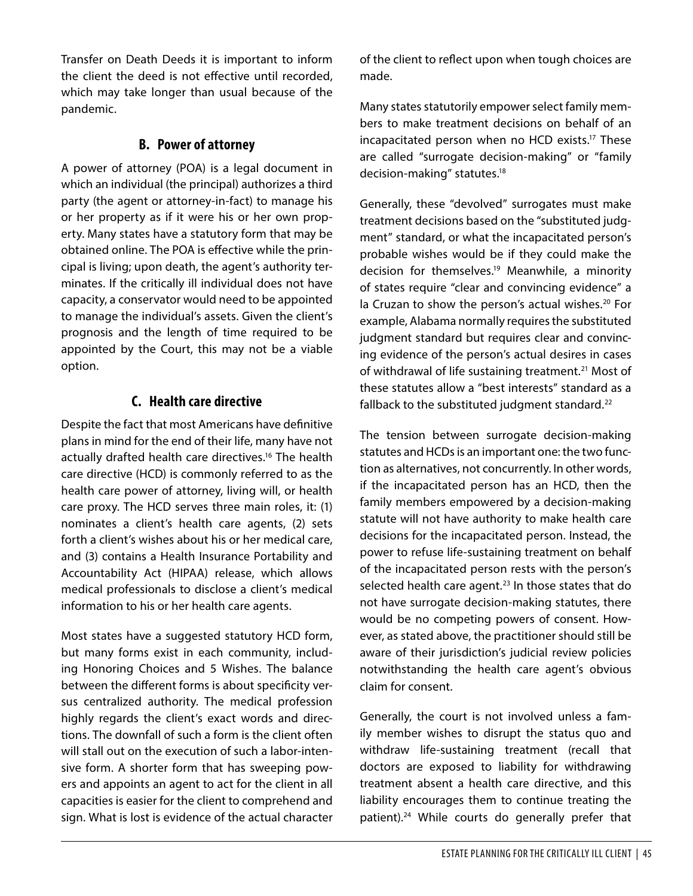Transfer on Death Deeds it is important to inform the client the deed is not effective until recorded, which may take longer than usual because of the pandemic.

### B. Power of attorney

A power of attorney (POA) is a legal document in which an individual (the principal) authorizes a third party (the agent or attorney-in-fact) to manage his or her property as if it were his or her own property. Many states have a statutory form that may be obtained online. The POA is effective while the principal is living; upon death, the agent's authority terminates. If the critically ill individual does not have capacity, a conservator would need to be appointed to manage the individual's assets. Given the client's prognosis and the length of time required to be appointed by the Court, this may not be a viable option.

### C. Health care directive

Despite the fact that most Americans have definitive plans in mind for the end of their life, many have not actually drafted health care directives.[16] The health care directive (HCD) is commonly referred to as the health care power of attorney, living will, or health care proxy. The HCD serves three main roles, it: (1) nominates a client's health care agents, (2) sets forth a client's wishes about his or her medical care, and (3) contains a Health Insurance Portability and Accountability Act (HIPAA) release, which allows medical professionals to disclose a client's medical information to his or her health care agents.

Most states have a suggested statutory HCD form, but many forms exist in each community, including Honoring Choices and 5 Wishes. The balance between the different forms is about specificity versus centralized authority. The medical profession highly regards the client's exact words and directions. The downfall of such a form is the client often will stall out on the execution of such a labor-intensive form. A shorter form that has sweeping powers and appoints an agent to act for the client in all capacities is easier for the client to comprehend and sign. What is lost is evidence of the actual character of the client to reflect upon when tough choices are made.

Many states statutorily empower select family members to make treatment decisions on behalf of an incapacitated person when no HCD exists.[17] These are called "surrogate decision-making" or "family decision-making" statutes.[18]

Generally, these "devolved" surrogates must make treatment decisions based on the "substituted judgment" standard, or what the incapacitated person's probable wishes would be if they could make the decision for themselves.[19] Meanwhile, a minority of states require "clear and convincing evidence" a la Cruzan to show the person's actual wishes.[20] For example, Alabama normally requires the substituted judgment standard but requires clear and convincing evidence of the person's actual desires in cases of withdrawal of life sustaining treatment.[21] Most of these statutes allow a "best interests" standard as a fallback to the substituted judgment standard.[22]

The tension between surrogate decision-making statutes and HCDs is an important one: the two function as alternatives, not concurrently. In other words, if the incapacitated person has an HCD, then the family members empowered by a decision-making statute will not have authority to make health care decisions for the incapacitated person. Instead, the power to refuse life-sustaining treatment on behalf of the incapacitated person rests with the person's selected health care agent.[23] In those states that do not have surrogate decision-making statutes, there would be no competing powers of consent. However, as stated above, the practitioner should still be aware of their jurisdiction's judicial review policies notwithstanding the health care agent's obvious claim for consent.

Generally, the court is not involved unless a family member wishes to disrupt the status quo and withdraw life-sustaining treatment (recall that doctors are exposed to liability for withdrawing treatment absent a health care directive, and this liability encourages them to continue treating the patient).[24] While courts do generally prefer that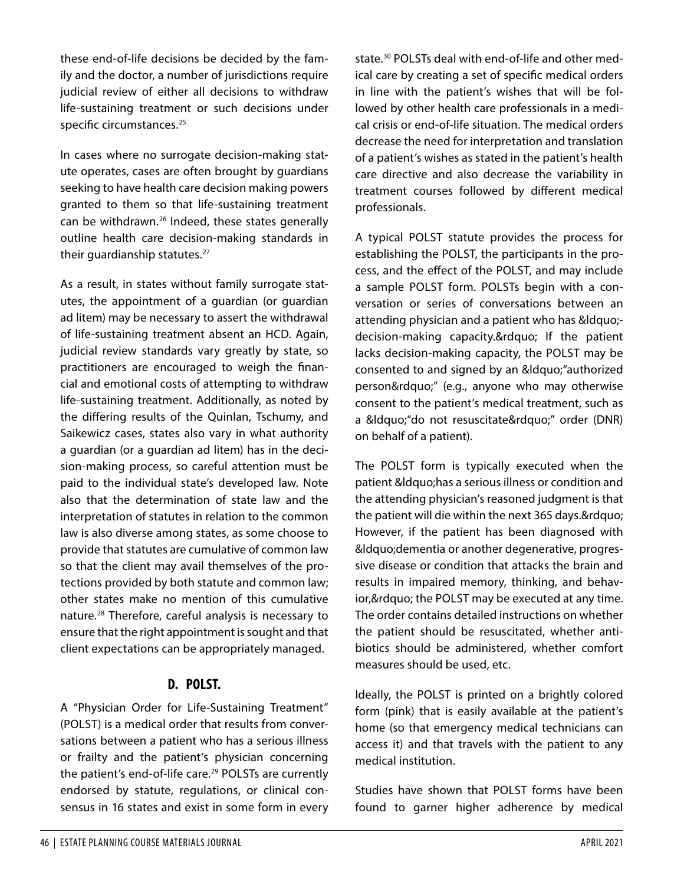these end-of-life decisions be decided by the family and the doctor, a number of jurisdictions require judicial review of either all decisions to withdraw life-sustaining treatment or such decisions under specific circumstances.[25]

In cases where no surrogate decision-making statute operates, cases are often brought by guardians seeking to have health care decision making powers granted to them so that life-sustaining treatment can be withdrawn.[26] Indeed, these states generally outline health care decision-making standards in their guardianship statutes.[27]

As a result, in states without family surrogate statutes, the appointment of a guardian (or guardian ad litem) may be necessary to assert the withdrawal of life-sustaining treatment absent an HCD. Again, judicial review standards vary greatly by state, so practitioners are encouraged to weigh the financial and emotional costs of attempting to withdraw life-sustaining treatment. Additionally, as noted by the differing results of the Quinlan, Tschumy, and Saikewicz cases, states also vary in what authority a guardian (or a guardian ad litem) has in the decision-making process, so careful attention must be paid to the individual state's developed law. Note also that the determination of state law and the interpretation of statutes in relation to the common law is also diverse among states, as some choose to provide that statutes are cumulative of common law so that the client may avail themselves of the protections provided by both statute and common law; other states make no mention of this cumulative nature.[28] Therefore, careful analysis is necessary to ensure that the right appointment is sought and that client expectations can be appropriately managed.

## D. POLST.

A "Physician Order for Life-Sustaining Treatment" (POLST) is a medical order that results from conversations between a patient who has a serious illness or frailty and the patient's physician concerning the patient's end-of-life care.[29] POLSTs are currently endorsed by statute, regulations, or clinical consensus in 16 states and exist in some form in every state.[30] POLSTs deal with end-of-life and other medical care by creating a set of specific medical orders in line with the patient's wishes that will be followed by other health care professionals in a medical crisis or end-of-life situation. The medical orders decrease the need for interpretation and translation of a patient's wishes as stated in the patient's health care directive and also decrease the variability in treatment courses followed by different medical professionals.

A typical POLST statute provides the process for establishing the POLST, the participants in the process, and the effect of the POLST, and may include a sample POLST form. POLSTs begin with a conversation or series of conversations between an attending physician and a patient who has &ldquo;decision-making capacity.&rdquo; If the patient lacks decision-making capacity, the POLST may be consented to and signed by an &ldquo;"authorized person&rdquo;" (e.g., anyone who may otherwise consent to the patient's medical treatment, such as a &ldquo;"do not resuscitate&rdquo;" order (DNR) on behalf of a patient).

The POLST form is typically executed when the patient &ldquo;has a serious illness or condition and the attending physician's reasoned judgment is that the patient will die within the next 365 days.&rdquo; However, if the patient has been diagnosed with &ldquo;dementia or another degenerative, progressive disease or condition that attacks the brain and results in impaired memory, thinking, and behavior,&rdquo; the POLST may be executed at any time. The order contains detailed instructions on whether the patient should be resuscitated, whether antibiotics should be administered, whether comfort measures should be used, etc.

Ideally, the POLST is printed on a brightly colored form (pink) that is easily available at the patient's home (so that emergency medical technicians can access it) and that travels with the patient to any medical institution.

Studies have shown that POLST forms have been found to garner higher adherence by medical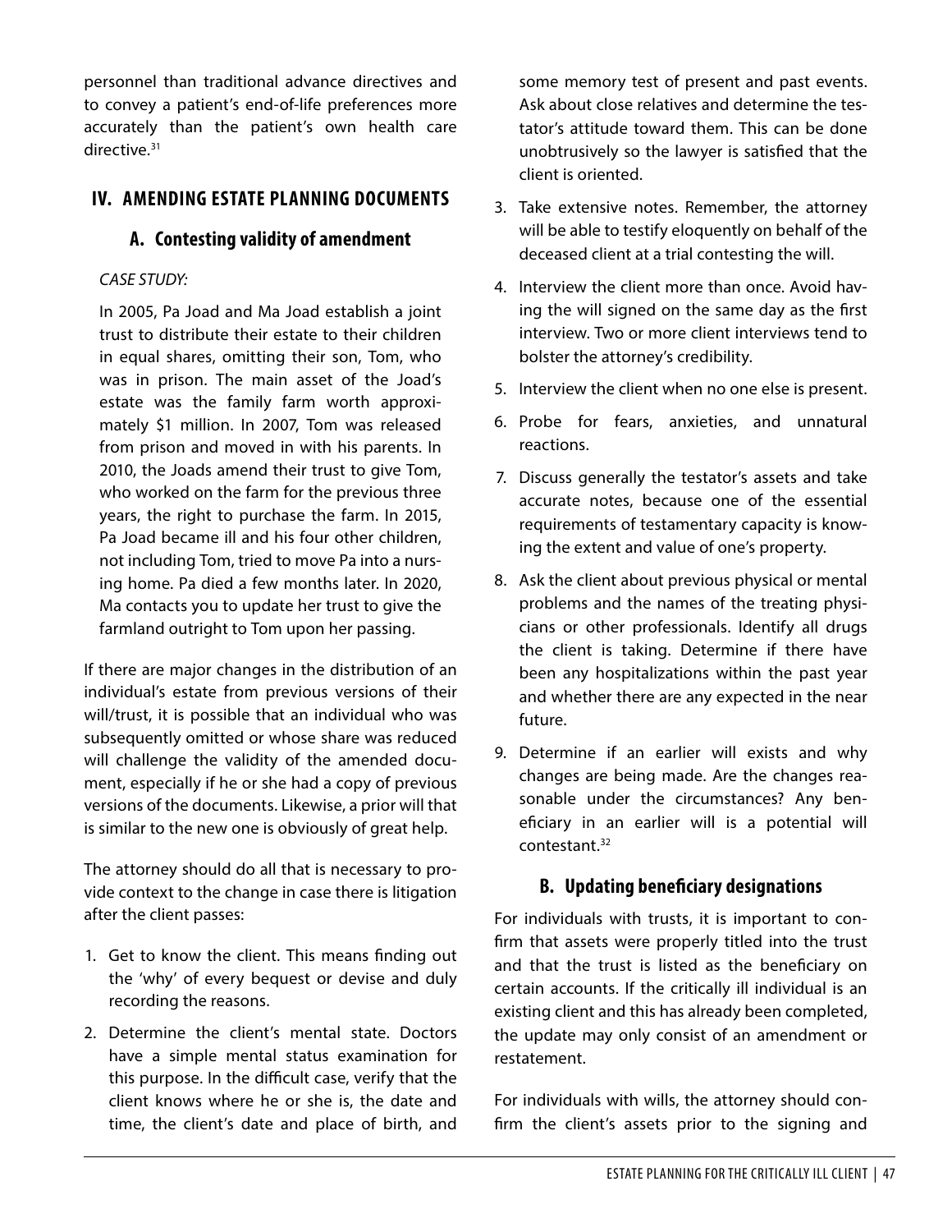personnel than traditional advance directives and to convey a patient's end-of-life preferences more accurately than the patient's own health care directive.[31]

## IV. AMENDING ESTATE PLANNING DOCUMENTS

### A. Contesting validity of amendment

*CASE STUDY:*

In 2005, Pa Joad and Ma Joad establish a joint trust to distribute their estate to their children in equal shares, omitting their son, Tom, who was in prison. The main asset of the Joad's estate was the family farm worth approximately $1 million. In 2007, Tom was released from prison and moved in with his parents. In 2010, the Joads amend their trust to give Tom, who worked on the farm for the previous three years, the right to purchase the farm. In 2015, Pa Joad became ill and his four other children, not including Tom, tried to move Pa into a nursing home. Pa died a few months later. In 2020, Ma contacts you to update her trust to give the farmland outright to Tom upon her passing.

If there are major changes in the distribution of an individual's estate from previous versions of their will/trust, it is possible that an individual who was subsequently omitted or whose share was reduced will challenge the validity of the amended document, especially if he or she had a copy of previous versions of the documents. Likewise, a prior will that is similar to the new one is obviously of great help.

The attorney should do all that is necessary to provide context to the change in case there is litigation after the client passes:

1. Get to know the client. This means finding out the 'why' of every bequest or devise and duly recording the reasons.
2. Determine the client's mental state. Doctors have a simple mental status examination for this purpose. In the difficult case, verify that the client knows where he or she is, the date and time, the client's date and place of birth, and some memory test of present and past events. Ask about close relatives and determine the testator's attitude toward them. This can be done unobtrusively so the lawyer is satisfied that the client is oriented.
3. Take extensive notes. Remember, the attorney will be able to testify eloquently on behalf of the deceased client at a trial contesting the will.
4. Interview the client more than once. Avoid having the will signed on the same day as the first interview. Two or more client interviews tend to bolster the attorney's credibility.
5. Interview the client when no one else is present.
6. Probe for fears, anxieties, and unnatural reactions.
7. Discuss generally the testator's assets and take accurate notes, because one of the essential requirements of testamentary capacity is knowing the extent and value of one's property.
8. Ask the client about previous physical or mental problems and the names of the treating physicians or other professionals. Identify all drugs the client is taking. Determine if there have been any hospitalizations within the past year and whether there are any expected in the near future.
9. Determine if an earlier will exists and why changes are being made. Are the changes reasonable under the circumstances? Any beneficiary in an earlier will is a potential will contestant.[32]

### B. Updating beneficiary designations

For individuals with trusts, it is important to confirm that assets were properly titled into the trust and that the trust is listed as the beneficiary on certain accounts. If the critically ill individual is an existing client and this has already been completed, the update may only consist of an amendment or restatement.

For individuals with wills, the attorney should confirm the client's assets prior to the signing and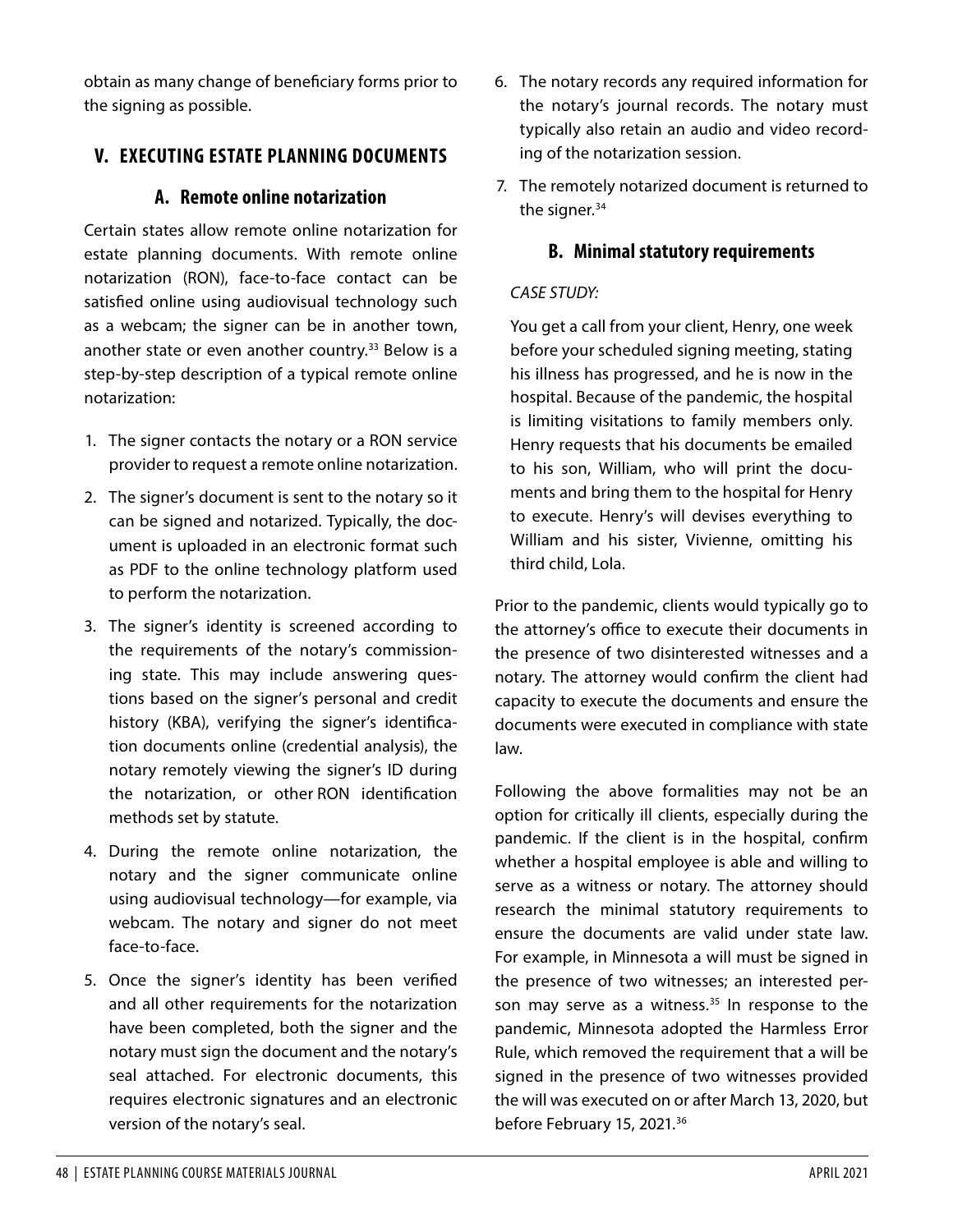obtain as many change of beneficiary forms prior to the signing as possible.

## V. EXECUTING ESTATE PLANNING DOCUMENTS

### A. Remote online notarization

Certain states allow remote online notarization for estate planning documents. With remote online notarization (RON), face-to-face contact can be satisfied online using audiovisual technology such as a webcam; the signer can be in another town, another state or even another country.[33] Below is a step-by-step description of a typical remote online notarization:

1. The signer contacts the notary or a RON service provider to request a remote online notarization.
2. The signer's document is sent to the notary so it can be signed and notarized. Typically, the document is uploaded in an electronic format such as PDF to the online technology platform used to perform the notarization.
3. The signer's identity is screened according to the requirements of the notary's commissioning state. This may include answering questions based on the signer's personal and credit history (KBA), verifying the signer's identification documents online (credential analysis), the notary remotely viewing the signer's ID during the notarization, or other RON identification methods set by statute.
4. During the remote online notarization, the notary and the signer communicate online using audiovisual technology—for example, via webcam. The notary and signer do not meet face-to-face.
5. Once the signer's identity has been verified and all other requirements for the notarization have been completed, both the signer and the notary must sign the document and the notary's seal attached. For electronic documents, this requires electronic signatures and an electronic version of the notary's seal.
6. The notary records any required information for the notary's journal records. The notary must typically also retain an audio and video recording of the notarization session.
7. The remotely notarized document is returned to the signer.[34]

### B. Minimal statutory requirements

*CASE STUDY:*

You get a call from your client, Henry, one week before your scheduled signing meeting, stating his illness has progressed, and he is now in the hospital. Because of the pandemic, the hospital is limiting visitations to family members only. Henry requests that his documents be emailed to his son, William, who will print the documents and bring them to the hospital for Henry to execute. Henry's will devises everything to William and his sister, Vivienne, omitting his third child, Lola.

Prior to the pandemic, clients would typically go to the attorney's office to execute their documents in the presence of two disinterested witnesses and a notary. The attorney would confirm the client had capacity to execute the documents and ensure the documents were executed in compliance with state law.

Following the above formalities may not be an option for critically ill clients, especially during the pandemic. If the client is in the hospital, confirm whether a hospital employee is able and willing to serve as a witness or notary. The attorney should research the minimal statutory requirements to ensure the documents are valid under state law. For example, in Minnesota a will must be signed in the presence of two witnesses; an interested person may serve as a witness.[35] In response to the pandemic, Minnesota adopted the Harmless Error Rule, which removed the requirement that a will be signed in the presence of two witnesses provided the will was executed on or after March 13, 2020, but before February 15, 2021.[36]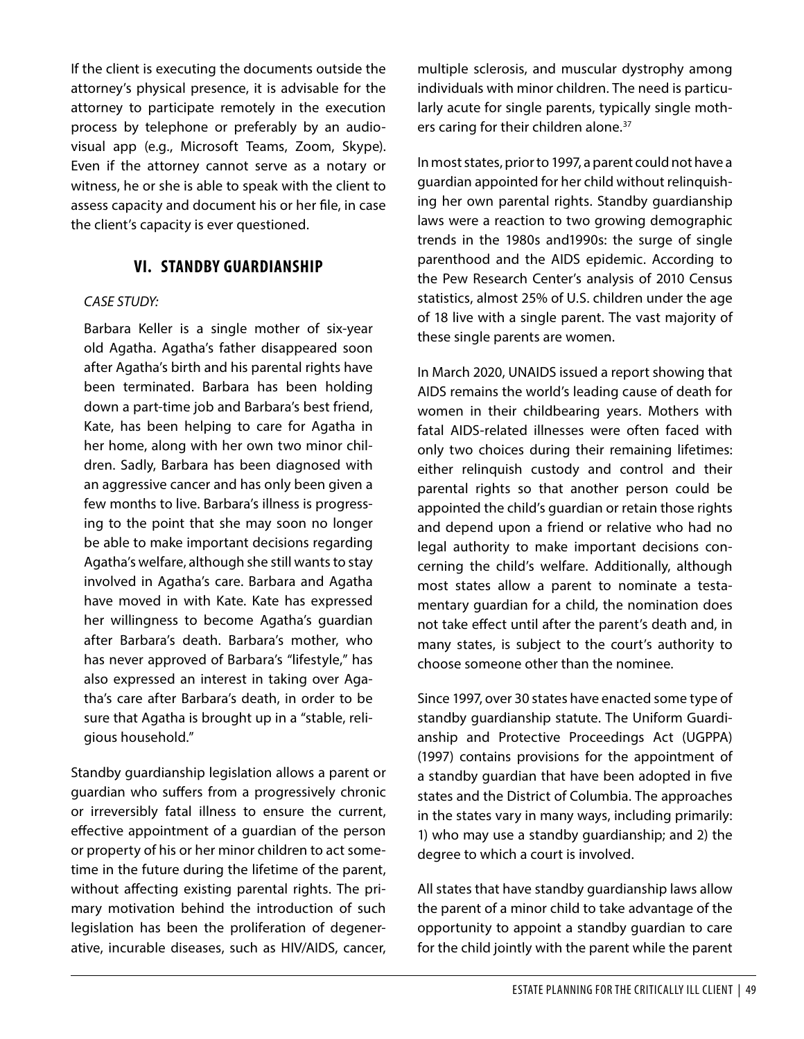If the client is executing the documents outside the attorney's physical presence, it is advisable for the attorney to participate remotely in the execution process by telephone or preferably by an audio-visual app (e.g., Microsoft Teams, Zoom, Skype). Even if the attorney cannot serve as a notary or witness, he or she is able to speak with the client to assess capacity and document his or her file, in case the client's capacity is ever questioned.

## VI. STANDBY GUARDIANSHIP

*CASE STUDY:*

> Barbara Keller is a single mother of six-year old Agatha. Agatha's father disappeared soon after Agatha's birth and his parental rights have been terminated. Barbara has been holding down a part-time job and Barbara's best friend, Kate, has been helping to care for Agatha in her home, along with her own two minor children. Sadly, Barbara has been diagnosed with an aggressive cancer and has only been given a few months to live. Barbara's illness is progressing to the point that she may soon no longer be able to make important decisions regarding Agatha's welfare, although she still wants to stay involved in Agatha's care. Barbara and Agatha have moved in with Kate. Kate has expressed her willingness to become Agatha's guardian after Barbara's death. Barbara's mother, who has never approved of Barbara's "lifestyle," has also expressed an interest in taking over Agatha's care after Barbara's death, in order to be sure that Agatha is brought up in a "stable, religious household."

Standby guardianship legislation allows a parent or guardian who suffers from a progressively chronic or irreversibly fatal illness to ensure the current, effective appointment of a guardian of the person or property of his or her minor children to act sometime in the future during the lifetime of the parent, without affecting existing parental rights. The primary motivation behind the introduction of such legislation has been the proliferation of degenerative, incurable diseases, such as HIV/AIDS, cancer, multiple sclerosis, and muscular dystrophy among individuals with minor children. The need is particularly acute for single parents, typically single mothers caring for their children alone.[37]

In most states, prior to 1997, a parent could not have a guardian appointed for her child without relinquishing her own parental rights. Standby guardianship laws were a reaction to two growing demographic trends in the 1980s and1990s: the surge of single parenthood and the AIDS epidemic. According to the Pew Research Center's analysis of 2010 Census statistics, almost 25% of U.S. children under the age of 18 live with a single parent. The vast majority of these single parents are women.

In March 2020, UNAIDS issued a report showing that AIDS remains the world's leading cause of death for women in their childbearing years. Mothers with fatal AIDS-related illnesses were often faced with only two choices during their remaining lifetimes: either relinquish custody and control and their parental rights so that another person could be appointed the child's guardian or retain those rights and depend upon a friend or relative who had no legal authority to make important decisions concerning the child's welfare. Additionally, although most states allow a parent to nominate a testamentary guardian for a child, the nomination does not take effect until after the parent's death and, in many states, is subject to the court's authority to choose someone other than the nominee.

Since 1997, over 30 states have enacted some type of standby guardianship statute. The Uniform Guardianship and Protective Proceedings Act (UGPPA) (1997) contains provisions for the appointment of a standby guardian that have been adopted in five states and the District of Columbia. The approaches in the states vary in many ways, including primarily: 1) who may use a standby guardianship; and 2) the degree to which a court is involved.

All states that have standby guardianship laws allow the parent of a minor child to take advantage of the opportunity to appoint a standby guardian to care for the child jointly with the parent while the parent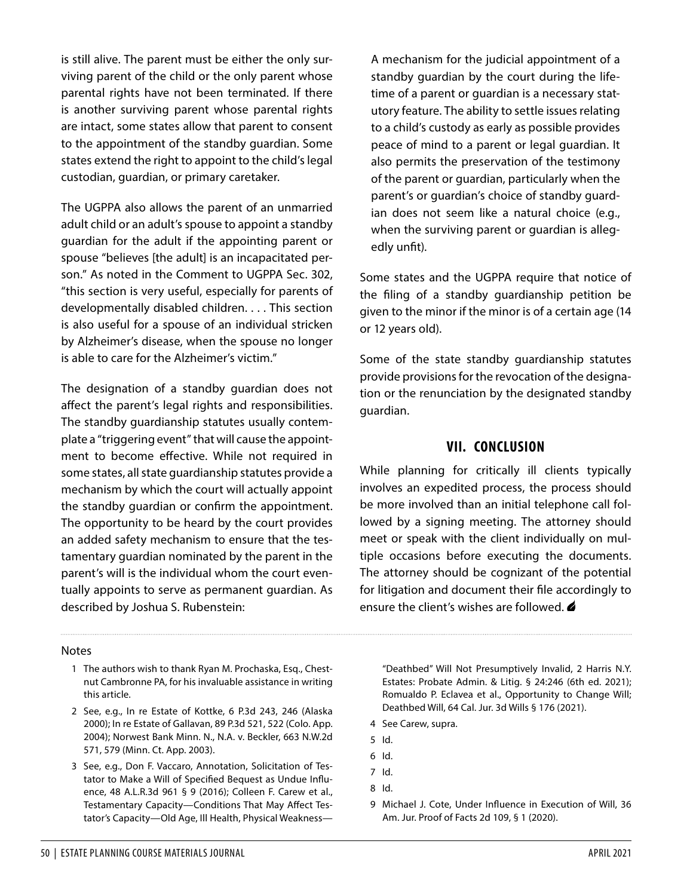is still alive. The parent must be either the only surviving parent of the child or the only parent whose parental rights have not been terminated. If there is another surviving parent whose parental rights are intact, some states allow that parent to consent to the appointment of the standby guardian. Some states extend the right to appoint to the child's legal custodian, guardian, or primary caretaker.

The UGPPA also allows the parent of an unmarried adult child or an adult's spouse to appoint a standby guardian for the adult if the appointing parent or spouse "believes [the adult] is an incapacitated person." As noted in the Comment to UGPPA Sec. 302, "this section is very useful, especially for parents of developmentally disabled children. . . . This section is also useful for a spouse of an individual stricken by Alzheimer's disease, when the spouse no longer is able to care for the Alzheimer's victim."

The designation of a standby guardian does not affect the parent's legal rights and responsibilities. The standby guardianship statutes usually contemplate a "triggering event" that will cause the appointment to become effective. While not required in some states, all state guardianship statutes provide a mechanism by which the court will actually appoint the standby guardian or confirm the appointment. The opportunity to be heard by the court provides an added safety mechanism to ensure that the testamentary guardian nominated by the parent in the parent's will is the individual whom the court eventually appoints to serve as permanent guardian. As described by Joshua S. Rubenstein:

> A mechanism for the judicial appointment of a standby guardian by the court during the lifetime of a parent or guardian is a necessary statutory feature. The ability to settle issues relating to a child's custody as early as possible provides peace of mind to a parent or legal guardian. It also permits the preservation of the testimony of the parent or guardian, particularly when the parent's or guardian's choice of standby guardian does not seem like a natural choice (e.g., when the surviving parent or guardian is allegedly unfit).

Some states and the UGPPA require that notice of the filing of a standby guardianship petition be given to the minor if the minor is of a certain age (14 or 12 years old).

Some of the state standby guardianship statutes provide provisions for the revocation of the designation or the renunciation by the designated standby guardian.

## VII. CONCLUSION

While planning for critically ill clients typically involves an expedited process, the process should be more involved than an initial telephone call followed by a signing meeting. The attorney should meet or speak with the client individually on multiple occasions before executing the documents. The attorney should be cognizant of the potential for litigation and document their file accordingly to ensure the client's wishes are followed.

---

Notes

1. The authors wish to thank Ryan M. Prochaska, Esq., Chestnut Cambronne PA, for his invaluable assistance in writing this article.
2. See, e.g., In re Estate of Kottke, 6 P.3d 243, 246 (Alaska 2000); In re Estate of Gallavan, 89 P.3d 521, 522 (Colo. App. 2004); Norwest Bank Minn. N., N.A. v. Beckler, 663 N.W.2d 571, 579 (Minn. Ct. App. 2003).
3. See, e.g., Don F. Vaccaro, Annotation, Solicitation of Testator to Make a Will of Specified Bequest as Undue Influence, 48 A.L.R.3d 961 § 9 (2016); Colleen F. Carew et al., Testamentary Capacity—Conditions That May Affect Testator's Capacity—Old Age, Ill Health, Physical Weakness—"Deathbed" Will Not Presumptively Invalid, 2 Harris N.Y. Estates: Probate Admin. & Litig. § 24:246 (6th ed. 2021); Romualdo P. Eclavea et al., Opportunity to Change Will; Deathbed Will, 64 Cal. Jur. 3d Wills § 176 (2021).
4. See Carew, supra.
5. Id.
6. Id.
7. Id.
8. Id.
9. Michael J. Cote, Under Influence in Execution of Will, 36 Am. Jur. Proof of Facts 2d 109, § 1 (2020).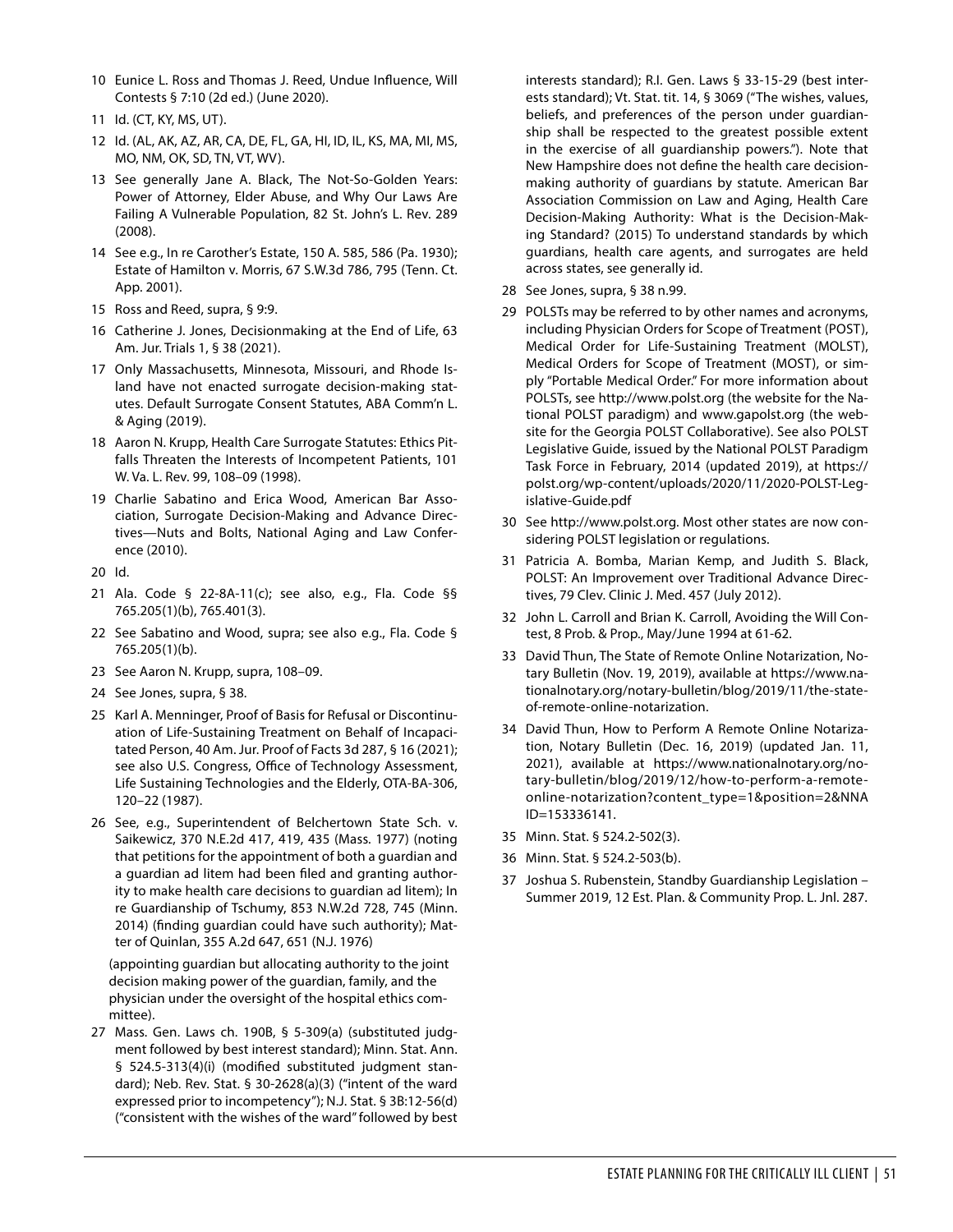10 Eunice L. Ross and Thomas J. Reed, Undue Influence, Will Contests § 7:10 (2d ed.) (June 2020).

11 Id. (CT, KY, MS, UT).

12 Id. (AL, AK, AZ, AR, CA, DE, FL, GA, HI, ID, IL, KS, MA, MI, MS, MO, NM, OK, SD, TN, VT, WV).

13 See generally Jane A. Black, The Not-So-Golden Years: Power of Attorney, Elder Abuse, and Why Our Laws Are Failing A Vulnerable Population, 82 St. John's L. Rev. 289 (2008).

14 See e.g., In re Carother's Estate, 150 A. 585, 586 (Pa. 1930); Estate of Hamilton v. Morris, 67 S.W.3d 786, 795 (Tenn. Ct. App. 2001).

15 Ross and Reed, supra, § 9:9.

16 Catherine J. Jones, Decisionmaking at the End of Life, 63 Am. Jur. Trials 1, § 38 (2021).

17 Only Massachusetts, Minnesota, Missouri, and Rhode Island have not enacted surrogate decision-making statutes. Default Surrogate Consent Statutes, ABA Comm'n L. & Aging (2019).

18 Aaron N. Krupp, Health Care Surrogate Statutes: Ethics Pitfalls Threaten the Interests of Incompetent Patients, 101 W. Va. L. Rev. 99, 108–09 (1998).

19 Charlie Sabatino and Erica Wood, American Bar Association, Surrogate Decision-Making and Advance Directives—Nuts and Bolts, National Aging and Law Conference (2010).

20 Id.

21 Ala. Code § 22-8A-11(c); see also, e.g., Fla. Code §§ 765.205(1)(b), 765.401(3).

22 See Sabatino and Wood, supra; see also e.g., Fla. Code § 765.205(1)(b).

23 See Aaron N. Krupp, supra, 108–09.

24 See Jones, supra, § 38.

25 Karl A. Menninger, Proof of Basis for Refusal or Discontinuation of Life-Sustaining Treatment on Behalf of Incapacitated Person, 40 Am. Jur. Proof of Facts 3d 287, § 16 (2021); see also U.S. Congress, Office of Technology Assessment, Life Sustaining Technologies and the Elderly, OTA-BA-306, 120–22 (1987).

26 See, e.g., Superintendent of Belchertown State Sch. v. Saikewicz, 370 N.E.2d 417, 419, 435 (Mass. 1977) (noting that petitions for the appointment of both a guardian and a guardian ad litem had been filed and granting authority to make health care decisions to guardian ad litem); In re Guardianship of Tschumy, 853 N.W.2d 728, 745 (Minn. 2014) (finding guardian could have such authority); Matter of Quinlan, 355 A.2d 647, 651 (N.J. 1976)

(appointing guardian but allocating authority to the joint decision making power of the guardian, family, and the physician under the oversight of the hospital ethics committee).

27 Mass. Gen. Laws ch. 190B, § 5-309(a) (substituted judgment followed by best interest standard); Minn. Stat. Ann. § 524.5-313(4)(i) (modified substituted judgment standard); Neb. Rev. Stat. § 30-2628(a)(3) ("intent of the ward expressed prior to incompetency"); N.J. Stat. § 3B:12-56(d) ("consistent with the wishes of the ward" followed by best interests standard); R.I. Gen. Laws § 33-15-29 (best interests standard); Vt. Stat. tit. 14, § 3069 ("The wishes, values, beliefs, and preferences of the person under guardianship shall be respected to the greatest possible extent in the exercise of all guardianship powers."). Note that New Hampshire does not define the health care decision-making authority of guardians by statute. American Bar Association Commission on Law and Aging, Health Care Decision-Making Authority: What is the Decision-Making Standard? (2015) To understand standards by which guardians, health care agents, and surrogates are held across states, see generally id.

28 See Jones, supra, § 38 n.99.

29 POLSTs may be referred to by other names and acronyms, including Physician Orders for Scope of Treatment (POST), Medical Order for Life-Sustaining Treatment (MOLST), Medical Orders for Scope of Treatment (MOST), or simply "Portable Medical Order." For more information about POLSTs, see http://www.polst.org (the website for the National POLST paradigm) and www.gapolst.org (the website for the Georgia POLST Collaborative). See also POLST Legislative Guide, issued by the National POLST Paradigm Task Force in February, 2014 (updated 2019), at https://polst.org/wp-content/uploads/2020/11/2020-POLST-Legislative-Guide.pdf

30 See http://www.polst.org. Most other states are now considering POLST legislation or regulations.

31 Patricia A. Bomba, Marian Kemp, and Judith S. Black, POLST: An Improvement over Traditional Advance Directives, 79 Clev. Clinic J. Med. 457 (July 2012).

32 John L. Carroll and Brian K. Carroll, Avoiding the Will Contest, 8 Prob. & Prop., May/June 1994 at 61-62.

33 David Thun, The State of Remote Online Notarization, Notary Bulletin (Nov. 19, 2019), available at https://www.nationalnotary.org/notary-bulletin/blog/2019/11/the-state-of-remote-online-notarization.

34 David Thun, How to Perform A Remote Online Notarization, Notary Bulletin (Dec. 16, 2019) (updated Jan. 11, 2021), available at https://www.nationalnotary.org/notary-bulletin/blog/2019/12/how-to-perform-a-remote-online-notarization?content_type=1&position=2&NNAID=153336141.

35 Minn. Stat. § 524.2-502(3).

36 Minn. Stat. § 524.2-503(b).

37 Joshua S. Rubenstein, Standby Guardianship Legislation – Summer 2019, 12 Est. Plan. & Community Prop. L. Jnl. 287.